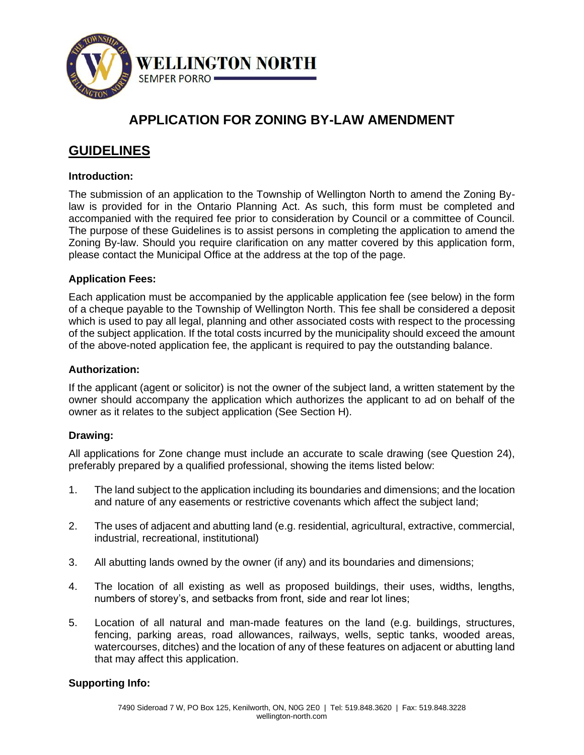WELLINGTON NORTH

SEMPER PORRO

# APPLICATION FOR ZONING BY-LAW AMENDMENT

## GUIDELINES

### Introduction:

The submission of an application to the Township of Wellington North to amend the Zoning By-law is provided for in the Ontario Planning Act. As such, this form must be completed and accompanied with the required fee prior to consideration by Council or a committee of Council. The purpose of these Guidelines is to assist persons in completing the application to amend the Zoning By-law. Should you require clarification on any matter covered by this application form, please contact the Municipal Office at the address at the top of the page.

### Application Fees:

Each application must be accompanied by the applicable application fee (see below) in the form of a cheque payable to the Township of Wellington North. This fee shall be considered a deposit which is used to pay all legal, planning and other associated costs with respect to the processing of the subject application. If the total costs incurred by the municipality should exceed the amount of the above-noted application fee, the applicant is required to pay the outstanding balance.

### Authorization:

If the applicant (agent or solicitor) is not the owner of the subject land, a written statement by the owner should accompany the application which authorizes the applicant to ad on behalf of the owner as it relates to the subject application (See Section H).

### Drawing:

All applications for Zone change must include an accurate to scale drawing (see Question 24), preferably prepared by a qualified professional, showing the items listed below:

1. The land subject to the application including its boundaries and dimensions; and the location and nature of any easements or restrictive covenants which affect the subject land;
2. The uses of adjacent and abutting land (e.g. residential, agricultural, extractive, commercial, industrial, recreational, institutional)
3. All abutting lands owned by the owner (if any) and its boundaries and dimensions;
4. The location of all existing as well as proposed buildings, their uses, widths, lengths, numbers of storey's, and setbacks from front, side and rear lot lines;
5. Location of all natural and man-made features on the land (e.g. buildings, structures, fencing, parking areas, road allowances, railways, wells, septic tanks, wooded areas, watercourses, ditches) and the location of any of these features on adjacent or abutting land that may affect this application.

### Supporting Info:

7490 Sideroad 7 W, PO Box 125, Kenilworth, ON, N0G 2E0 | Tel: 519.848.3620 | Fax: 519.848.3228
wellington-north.com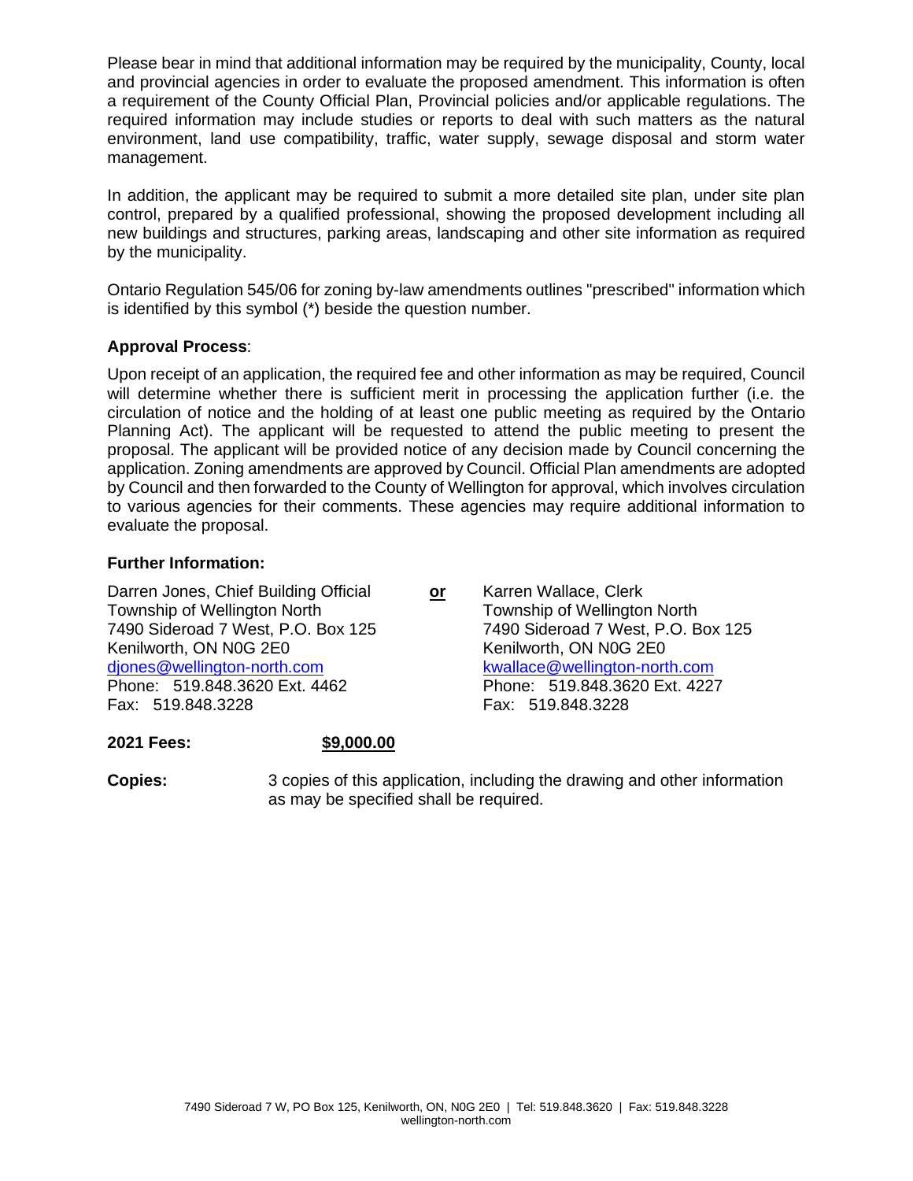Please bear in mind that additional information may be required by the municipality, County, local and provincial agencies in order to evaluate the proposed amendment. This information is often a requirement of the County Official Plan, Provincial policies and/or applicable regulations. The required information may include studies or reports to deal with such matters as the natural environment, land use compatibility, traffic, water supply, sewage disposal and storm water management.

In addition, the applicant may be required to submit a more detailed site plan, under site plan control, prepared by a qualified professional, showing the proposed development including all new buildings and structures, parking areas, landscaping and other site information as required by the municipality.

Ontario Regulation 545/06 for zoning by-law amendments outlines "prescribed" information which is identified by this symbol (*) beside the question number.

**Approval Process**:

Upon receipt of an application, the required fee and other information as may be required, Council will determine whether there is sufficient merit in processing the application further (i.e. the circulation of notice and the holding of at least one public meeting as required by the Ontario Planning Act). The applicant will be requested to attend the public meeting to present the proposal. The applicant will be provided notice of any decision made by Council concerning the application. Zoning amendments are approved by Council. Official Plan amendments are adopted by Council and then forwarded to the County of Wellington for approval, which involves circulation to various agencies for their comments. These agencies may require additional information to evaluate the proposal.

**Further Information:**

Darren Jones, Chief Building Official
Township of Wellington North
7490 Sideroad 7 West, P.O. Box 125
Kenilworth, ON N0G 2E0
djones@wellington-north.com
Phone: 519.848.3620 Ext. 4462
Fax: 519.848.3228

**or**

Karren Wallace, Clerk
Township of Wellington North
7490 Sideroad 7 West, P.O. Box 125
Kenilworth, ON N0G 2E0
kwallace@wellington-north.com
Phone: 519.848.3620 Ext. 4227
Fax: 519.848.3228

**2021 Fees:** **$9,000.00**

**Copies:** 3 copies of this application, including the drawing and other information as may be specified shall be required.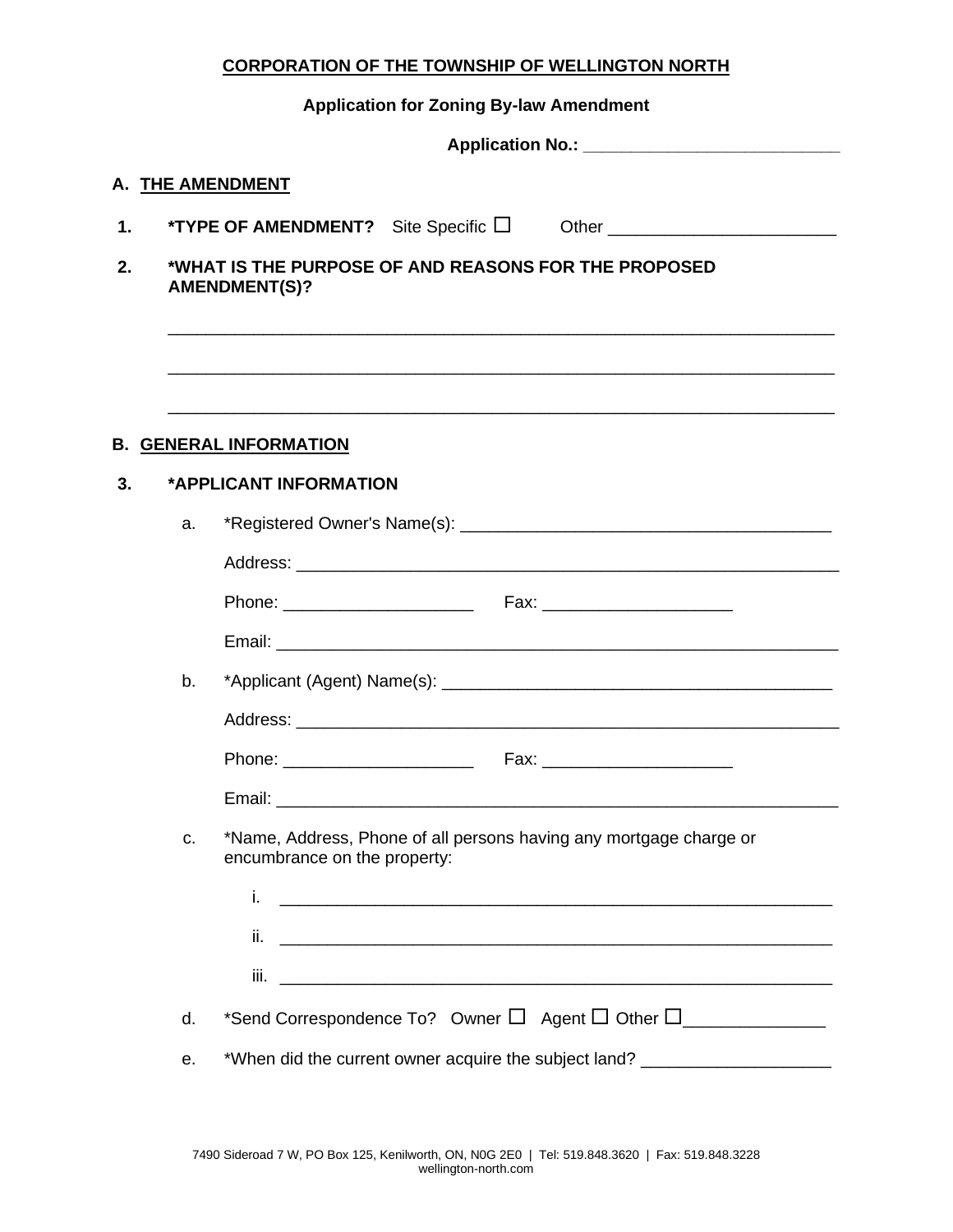**CORPORATION OF THE TOWNSHIP OF WELLINGTON NORTH**

**Application for Zoning By-law Amendment**

**Application No.: ___________________________**

## A. THE AMENDMENT

**1. *TYPE OF AMENDMENT?** Site Specific ☐ Other ________________________

**2. *WHAT IS THE PURPOSE OF AND REASONS FOR THE PROPOSED AMENDMENT(S)?**

_______________________________________________________________________

_______________________________________________________________________

_______________________________________________________________________

## B. GENERAL INFORMATION

**3. *APPLICANT INFORMATION**

a. *Registered Owner's Name(s): _______________________________________

Address: ___________________________________________________________

Phone: ____________________ Fax: ____________________

Email: _____________________________________________________________

b. *Applicant (Agent) Name(s): __________________________________________

Address: ___________________________________________________________

Phone: ____________________ Fax: ____________________

Email: _____________________________________________________________

c. *Name, Address, Phone of all persons having any mortgage charge or encumbrance on the property:

i. ____________________________________________________________

ii. ____________________________________________________________

iii. ____________________________________________________________

d. *Send Correspondence To? Owner ☐ Agent ☐ Other ☐_______________

e. *When did the current owner acquire the subject land? ___________________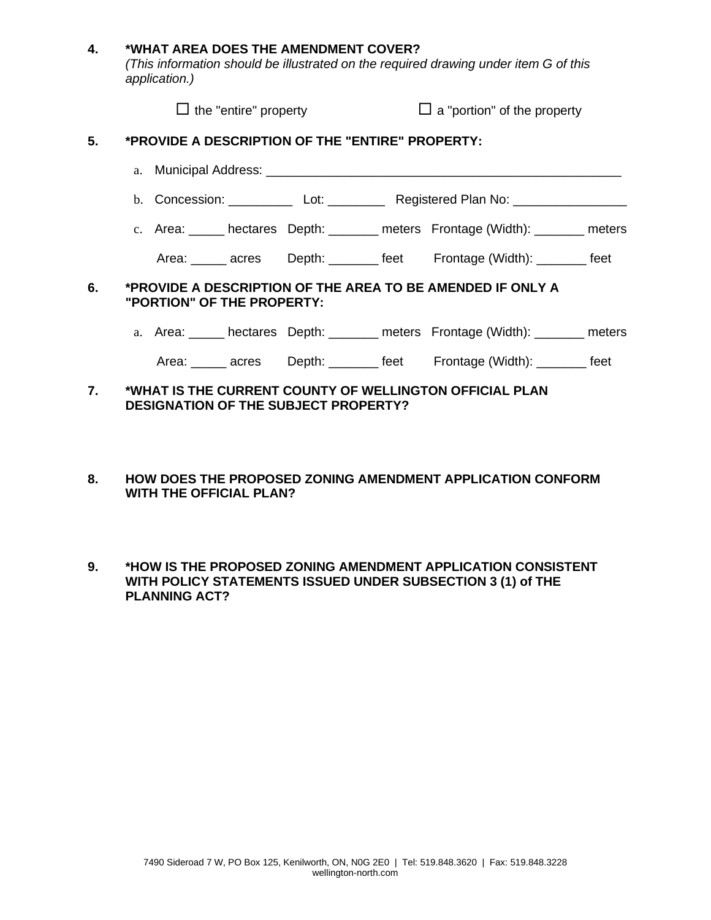**4. *WHAT AREA DOES THE AMENDMENT COVER?**
*(This information should be illustrated on the required drawing under item G of this application.)*

☐ the "entire" property ☐ a "portion" of the property

**5. *PROVIDE A DESCRIPTION OF THE "ENTIRE" PROPERTY:**

a. Municipal Address: ___________________________________________________

b. Concession: _________ Lot: ________ Registered Plan No: ________________

c. Area: _____ hectares Depth: _______ meters Frontage (Width): _______ meters

Area: _____ acres Depth: _______ feet Frontage (Width): _______ feet

**6. *PROVIDE A DESCRIPTION OF THE AREA TO BE AMENDED IF ONLY A "PORTION" OF THE PROPERTY:**

a. Area: _____ hectares Depth: _______ meters Frontage (Width): _______ meters

Area: _____ acres Depth: _______ feet Frontage (Width): _______ feet

**7. *WHAT IS THE CURRENT COUNTY OF WELLINGTON OFFICIAL PLAN DESIGNATION OF THE SUBJECT PROPERTY?**

**8. HOW DOES THE PROPOSED ZONING AMENDMENT APPLICATION CONFORM WITH THE OFFICIAL PLAN?**

**9. *HOW IS THE PROPOSED ZONING AMENDMENT APPLICATION CONSISTENT WITH POLICY STATEMENTS ISSUED UNDER SUBSECTION 3 (1) of THE PLANNING ACT?**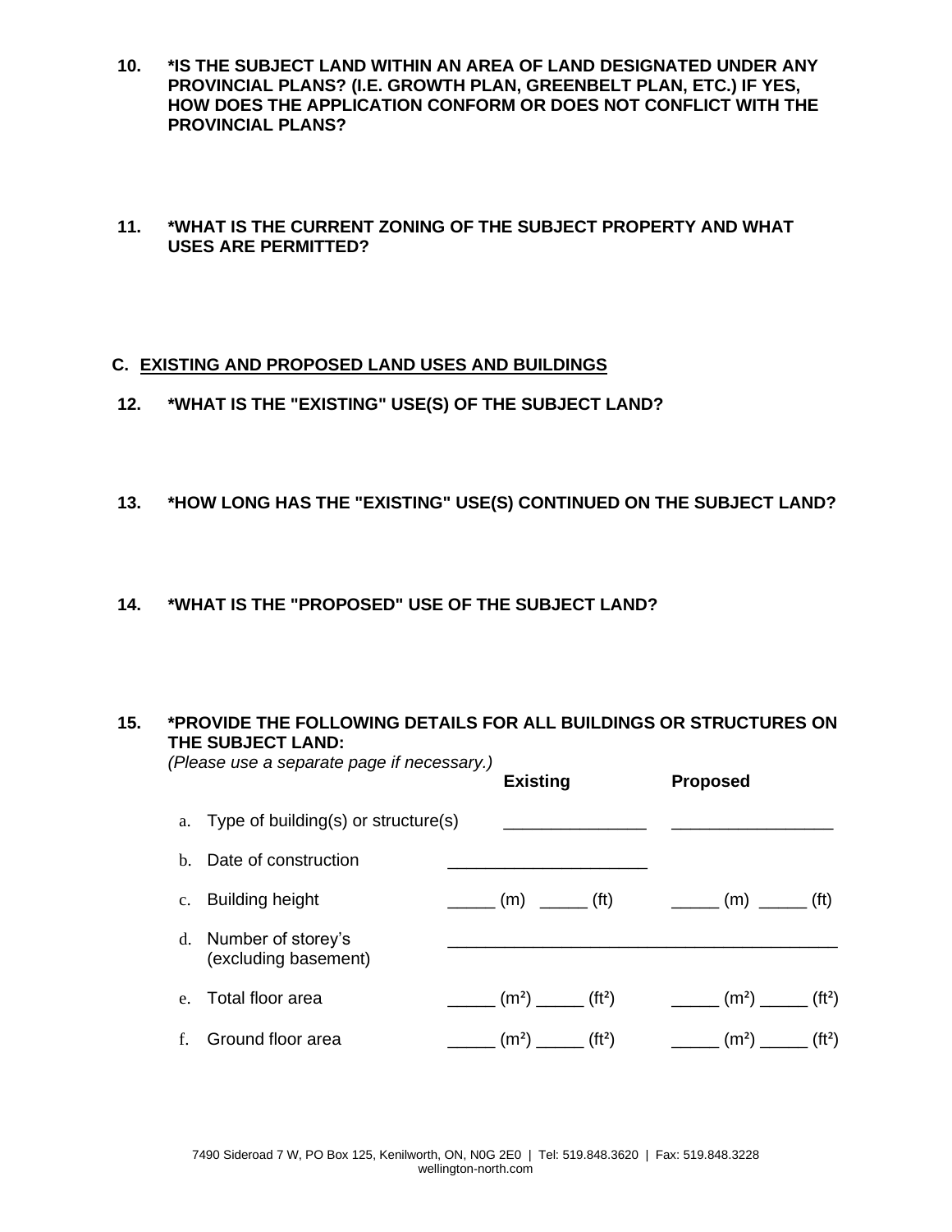**10. *IS THE SUBJECT LAND WITHIN AN AREA OF LAND DESIGNATED UNDER ANY PROVINCIAL PLANS? (I.E. GROWTH PLAN, GREENBELT PLAN, ETC.) IF YES, HOW DOES THE APPLICATION CONFORM OR DOES NOT CONFLICT WITH THE PROVINCIAL PLANS?**

**11. *WHAT IS THE CURRENT ZONING OF THE SUBJECT PROPERTY AND WHAT USES ARE PERMITTED?**

## C. EXISTING AND PROPOSED LAND USES AND BUILDINGS

**12. *WHAT IS THE "EXISTING" USE(S) OF THE SUBJECT LAND?**

**13. *HOW LONG HAS THE "EXISTING" USE(S) CONTINUED ON THE SUBJECT LAND?**

**14. *WHAT IS THE "PROPOSED" USE OF THE SUBJECT LAND?**

**15. *PROVIDE THE FOLLOWING DETAILS FOR ALL BUILDINGS OR STRUCTURES ON THE SUBJECT LAND:**
*(Please use a separate page if necessary.)*

| | | Existing | Proposed |
|---|---|---|---|
| a. | Type of building(s) or structure(s) | _______________ | _________________ |
| b. | Date of construction | _____________________ | |
| c. | Building height | _____ (m) _____ (ft) | _____ (m) _____ (ft) |
| d. | Number of storey's (excluding basement) | _________________________________________ | |
| e. | Total floor area | _____ ($m^2$) _____ ($ft^2$) | _____ ($m^2$) _____ ($ft^2$) |
| f. | Ground floor area | _____ ($m^2$) _____ ($ft^2$) | _____ ($m^2$) _____ ($ft^2$) |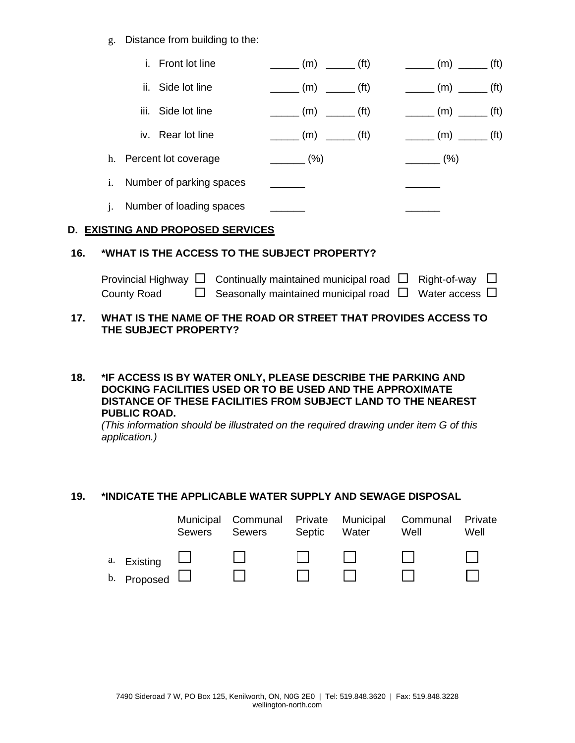g. Distance from building to the:

| | | |
|---|---|---|
| i. Front lot line | _____ (m) _____ (ft) | _____ (m) _____ (ft) |
| ii. Side lot line | _____ (m) _____ (ft) | _____ (m) _____ (ft) |
| iii. Side lot line | _____ (m) _____ (ft) | _____ (m) _____ (ft) |
| iv. Rear lot line | _____ (m) _____ (ft) | _____ (m) _____ (ft) |

| | | |
|---|---|---|
| h. Percent lot coverage | ______ (%) | ______ (%) |
| i. Number of parking spaces | ______ | ______ |
| j. Number of loading spaces | ______ | ______ |

## D. EXISTING AND PROPOSED SERVICES

**16. *WHAT IS THE ACCESS TO THE SUBJECT PROPERTY?**

Provincial Highway ☐ Continually maintained municipal road ☐ Right-of-way ☐
County Road ☐ Seasonally maintained municipal road ☐ Water access ☐

**17. WHAT IS THE NAME OF THE ROAD OR STREET THAT PROVIDES ACCESS TO THE SUBJECT PROPERTY?**

**18. *IF ACCESS IS BY WATER ONLY, PLEASE DESCRIBE THE PARKING AND DOCKING FACILITIES USED OR TO BE USED AND THE APPROXIMATE DISTANCE OF THESE FACILITIES FROM SUBJECT LAND TO THE NEAREST PUBLIC ROAD.**
*(This information should be illustrated on the required drawing under item G of this application.)*

**19. *INDICATE THE APPLICABLE WATER SUPPLY AND SEWAGE DISPOSAL**

| | Municipal Sewers | Communal Sewers | Private Septic | Municipal Water | Communal Well | Private Well |
|---|---|---|---|---|---|---|
| a. Existing | ☐ | ☐ | ☐ | ☐ | ☐ | ☐ |
| b. Proposed | ☐ | ☐ | ☐ | ☐ | ☐ | ☐ |

7490 Sideroad 7 W, PO Box 125, Kenilworth, ON, N0G 2E0 | Tel: 519.848.3620 | Fax: 519.848.3228
wellington-north.com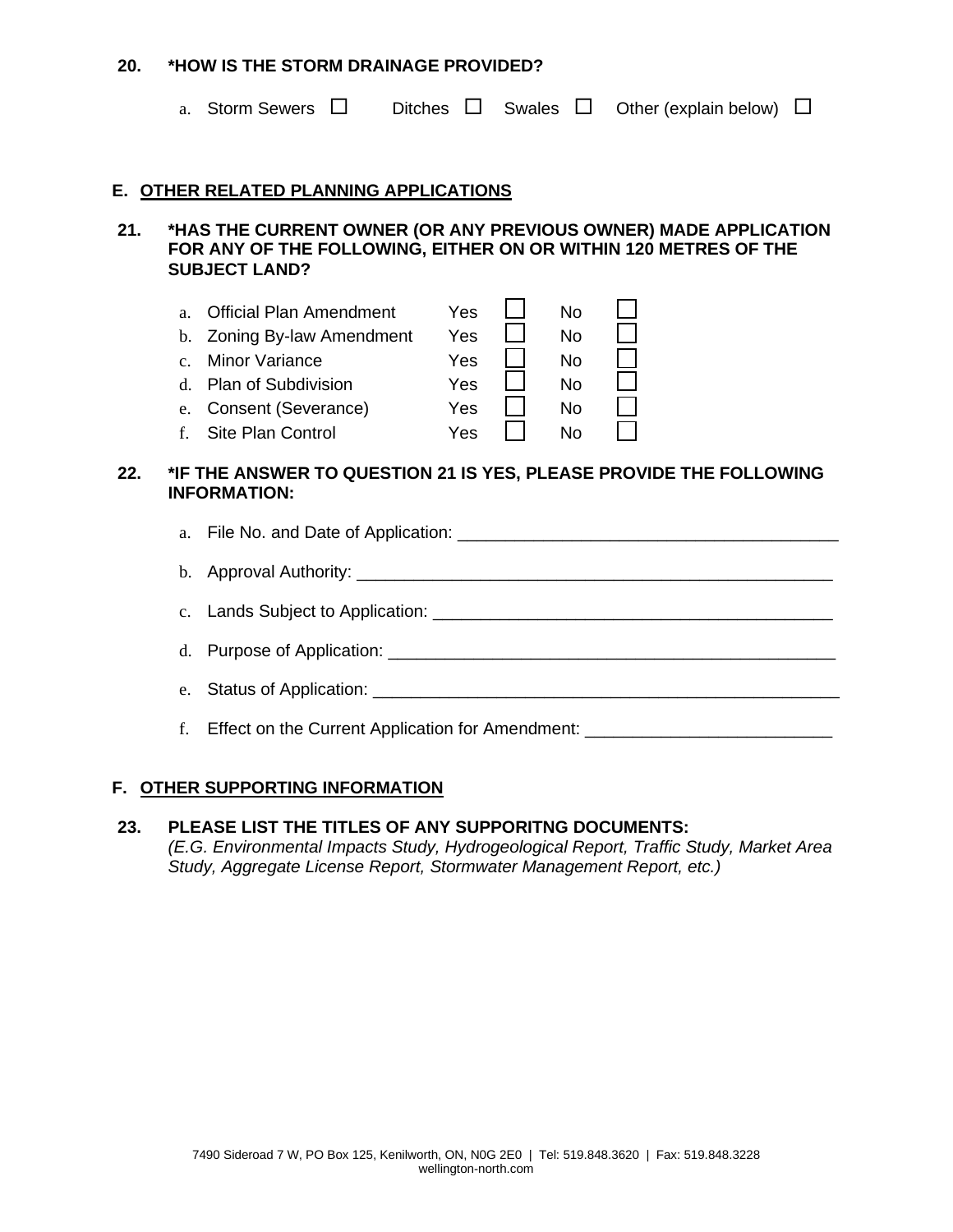**20. *HOW IS THE STORM DRAINAGE PROVIDED?**

a. Storm Sewers ☐ Ditches ☐ Swales ☐ Other (explain below) ☐

## E. OTHER RELATED PLANNING APPLICATIONS

**21. *HAS THE CURRENT OWNER (OR ANY PREVIOUS OWNER) MADE APPLICATION FOR ANY OF THE FOLLOWING, EITHER ON OR WITHIN 120 METRES OF THE SUBJECT LAND?**

| | | | |
|---|---|---|---|
| a. Official Plan Amendment | Yes ☐ | No ☐ |
| b. Zoning By-law Amendment | Yes ☐ | No ☐ |
| c. Minor Variance | Yes ☐ | No ☐ |
| d. Plan of Subdivision | Yes ☐ | No ☐ |
| e. Consent (Severance) | Yes ☐ | No ☐ |
| f. Site Plan Control | Yes ☐ | No ☐ |

**22. *IF THE ANSWER TO QUESTION 21 IS YES, PLEASE PROVIDE THE FOLLOWING INFORMATION:**

a. File No. and Date of Application: ________________________________________

b. Approval Authority: ________________________________________

c. Lands Subject to Application: ________________________________________

d. Purpose of Application: ________________________________________

e. Status of Application: ________________________________________

f. Effect on the Current Application for Amendment: __________________________

## F. OTHER SUPPORTING INFORMATION

**23. PLEASE LIST THE TITLES OF ANY SUPPORITNG DOCUMENTS:**
*(E.G. Environmental Impacts Study, Hydrogeological Report, Traffic Study, Market Area Study, Aggregate License Report, Stormwater Management Report, etc.)*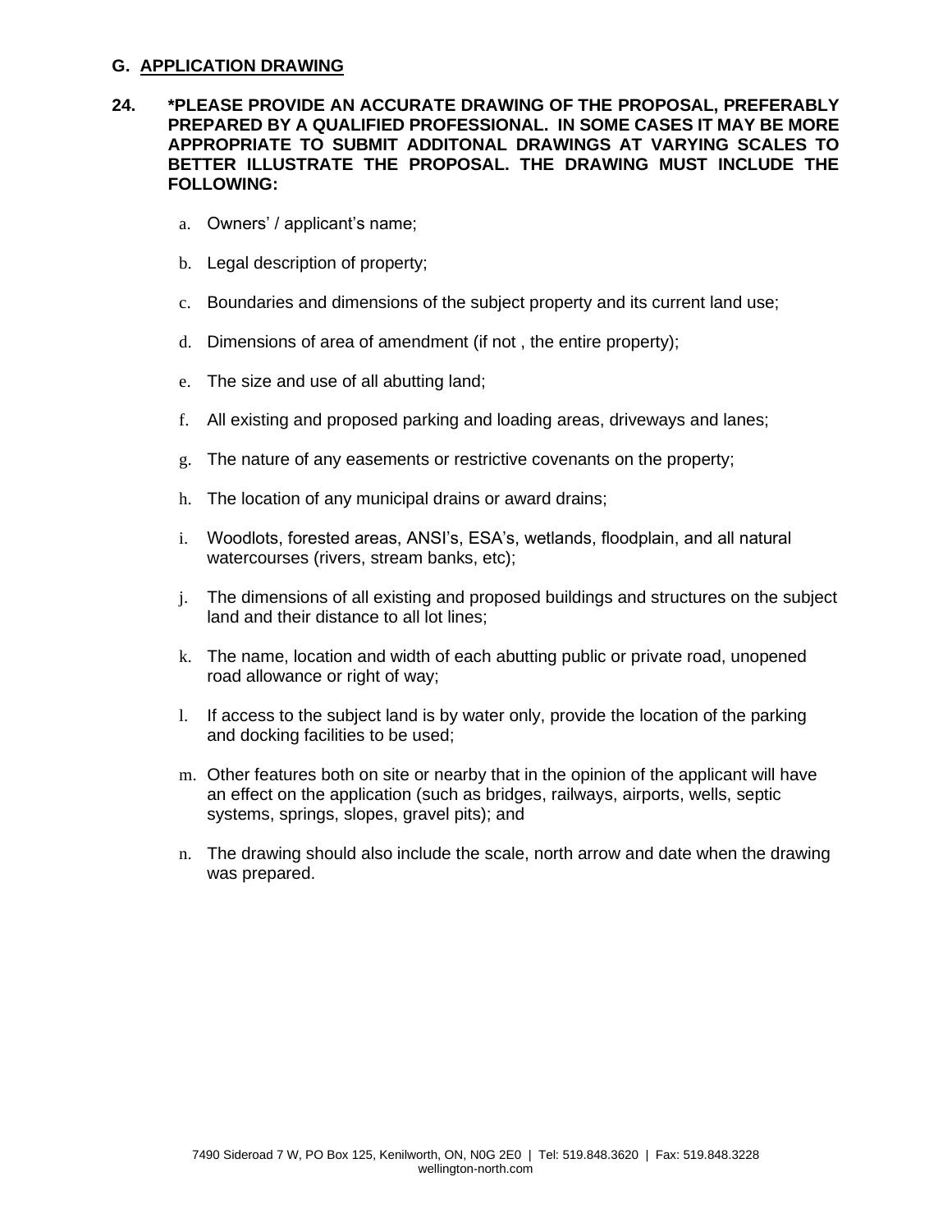## G. APPLICATION DRAWING

**24. *PLEASE PROVIDE AN ACCURATE DRAWING OF THE PROPOSAL, PREFERABLY PREPARED BY A QUALIFIED PROFESSIONAL. IN SOME CASES IT MAY BE MORE APPROPRIATE TO SUBMIT ADDITONAL DRAWINGS AT VARYING SCALES TO BETTER ILLUSTRATE THE PROPOSAL. THE DRAWING MUST INCLUDE THE FOLLOWING:**

a. Owners' / applicant's name;

b. Legal description of property;

c. Boundaries and dimensions of the subject property and its current land use;

d. Dimensions of area of amendment (if not , the entire property);

e. The size and use of all abutting land;

f. All existing and proposed parking and loading areas, driveways and lanes;

g. The nature of any easements or restrictive covenants on the property;

h. The location of any municipal drains or award drains;

i. Woodlots, forested areas, ANSI's, ESA's, wetlands, floodplain, and all natural watercourses (rivers, stream banks, etc);

j. The dimensions of all existing and proposed buildings and structures on the subject land and their distance to all lot lines;

k. The name, location and width of each abutting public or private road, unopened road allowance or right of way;

l. If access to the subject land is by water only, provide the location of the parking and docking facilities to be used;

m. Other features both on site or nearby that in the opinion of the applicant will have an effect on the application (such as bridges, railways, airports, wells, septic systems, springs, slopes, gravel pits); and

n. The drawing should also include the scale, north arrow and date when the drawing was prepared.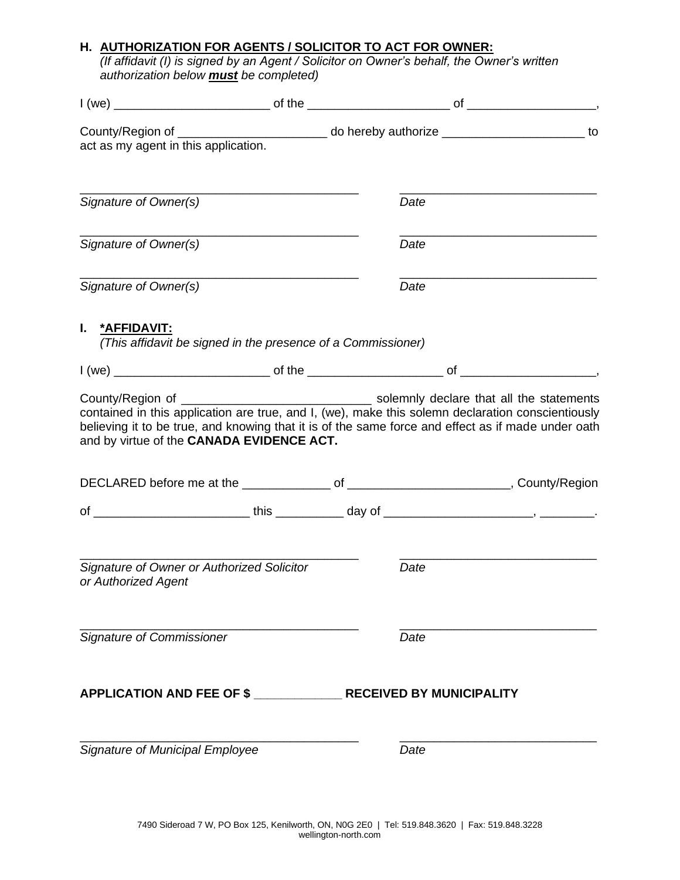## H. AUTHORIZATION FOR AGENTS / SOLICITOR TO ACT FOR OWNER:

*(If affidavit (I) is signed by an Agent / Solicitor on Owner's behalf, the Owner's written authorization below* ***must*** *be completed)*

I (we) ______________________ of the ____________________ of __________________,

County/Region of ______________________ do hereby authorize ____________________ to act as my agent in this application.

________________________________________ ____________________________

*Signature of Owner(s)* *Date*

________________________________________ ____________________________

*Signature of Owner(s)* *Date*

________________________________________ ____________________________

*Signature of Owner(s)* *Date*

## I. *AFFIDAVIT:

*(This affidavit be signed in the presence of a Commissioner)*

I (we) ______________________ of the ____________________ of ____________________,

County/Region of ____________________________ solemnly declare that all the statements contained in this application are true, and I, (we), make this solemn declaration conscientiously believing it to be true, and knowing that it is of the same force and effect as if made under oath and by virtue of the **CANADA EVIDENCE ACT.**

DECLARED before me at the _____________ of _______________________, County/Region

of ______________________ this __________ day of _____________________, ________.

________________________________________ ____________________________

*Signature of Owner or Authorized Solicitor or Authorized Agent* *Date*

________________________________________ ____________________________

*Signature of Commissioner* *Date*

**APPLICATION AND FEE OF $ ____________ RECEIVED BY MUNICIPALITY**

________________________________________ ____________________________

*Signature of Municipal Employee* *Date*

7490 Sideroad 7 W, PO Box 125, Kenilworth, ON, N0G 2E0 | Tel: 519.848.3620 | Fax: 519.848.3228
wellington-north.com